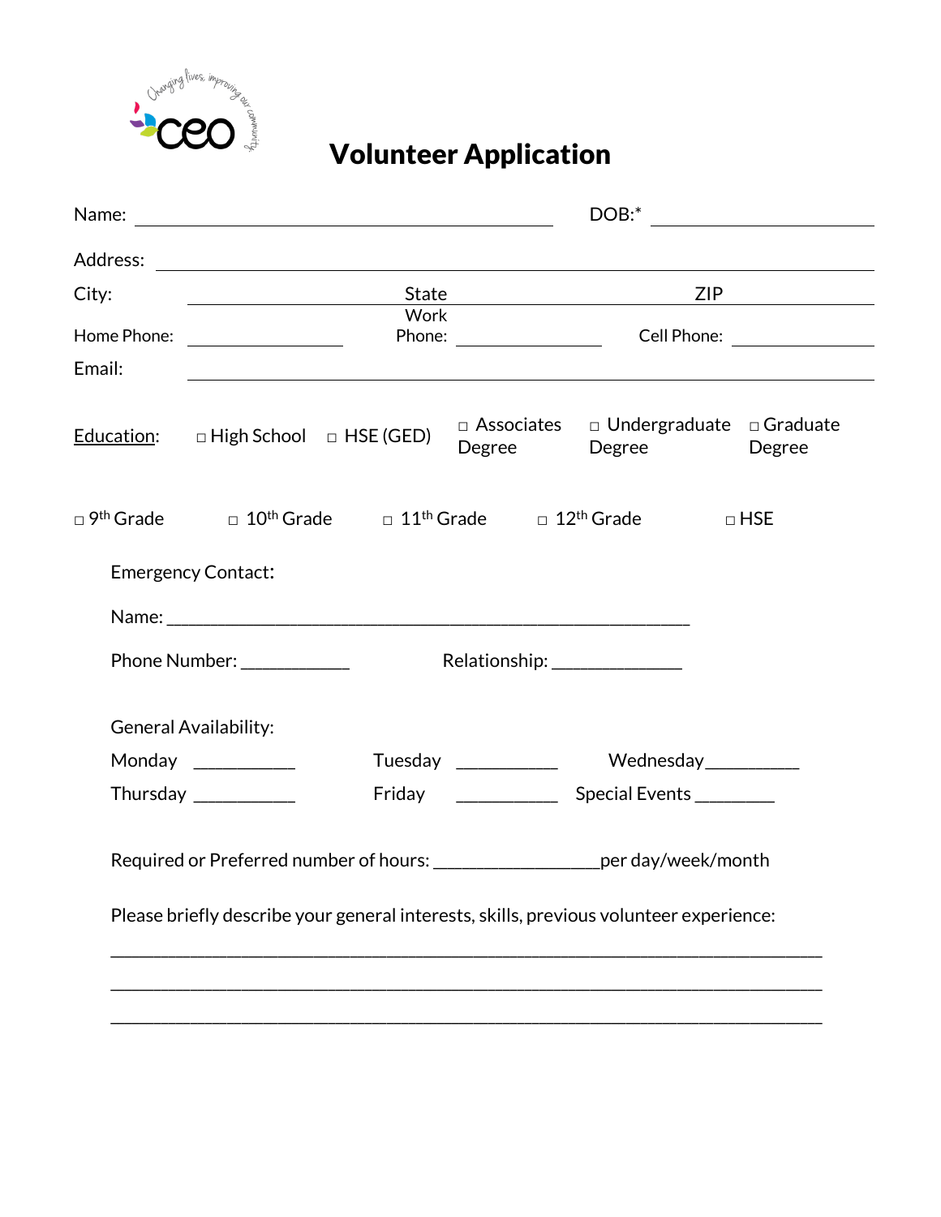# Volunteer Application

Name: ______________________________ DOB:* ______________

Address: ______________________________________________

City: ______________ State ______________ ZIP ______________

Home Phone: __________ Work Phone: __________ Cell Phone: __________

Email: ______________________________________________

Education: □ High School □ HSE (GED) □ Associates Degree □ Undergraduate Degree □ Graduate Degree

□ 9th Grade □ 10th Grade □ 11th Grade □ 12th Grade □ HSE

Emergency Contact:

Name: ___________________________________________________________

Phone Number: ____________ Relationship: ______________

General Availability:

Monday ___________ Tuesday ___________ Wednesday__________

Thursday ___________ Friday ___________ Special Events ________

Required or Preferred number of hours: _________________per day/week/month

Please briefly describe your general interests, skills, previous volunteer experience:

_______________________________________________________________________________

_______________________________________________________________________________

_______________________________________________________________________________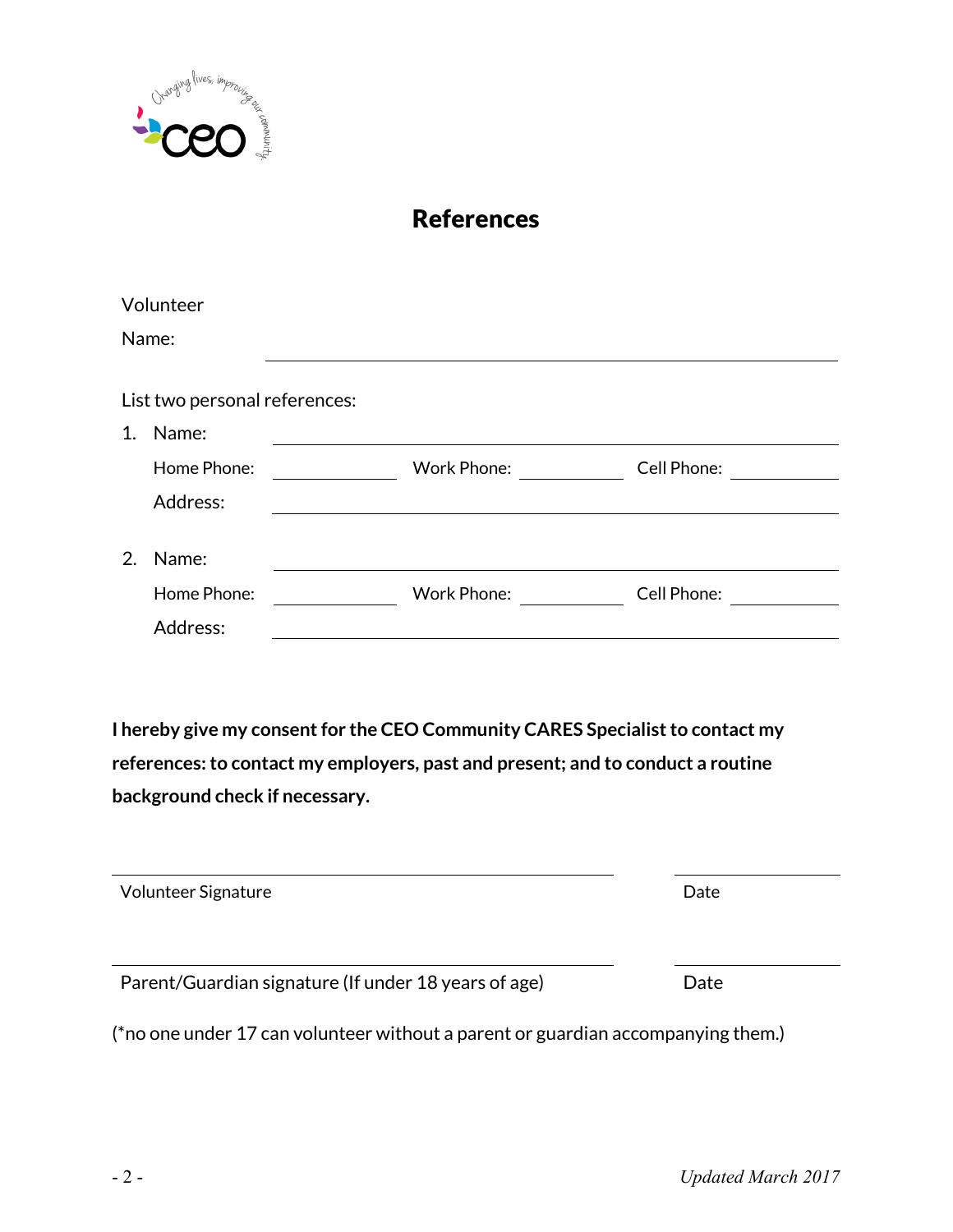# References

Volunteer Name: ______________________________

List two personal references:

1. Name: ______________________________

   Home Phone: __________ Work Phone: __________ Cell Phone: __________

   Address: ______________________________

2. Name: ______________________________

   Home Phone: __________ Work Phone: __________ Cell Phone: __________

   Address: ______________________________

**I hereby give my consent for the CEO Community CARES Specialist to contact my references: to contact my employers, past and present; and to conduct a routine background check if necessary.**

______________________________ __________

Volunteer Signature Date

______________________________ __________

Parent/Guardian signature (If under 18 years of age) Date

(*no one under 17 can volunteer without a parent or guardian accompanying them.)

*Updated March 2017*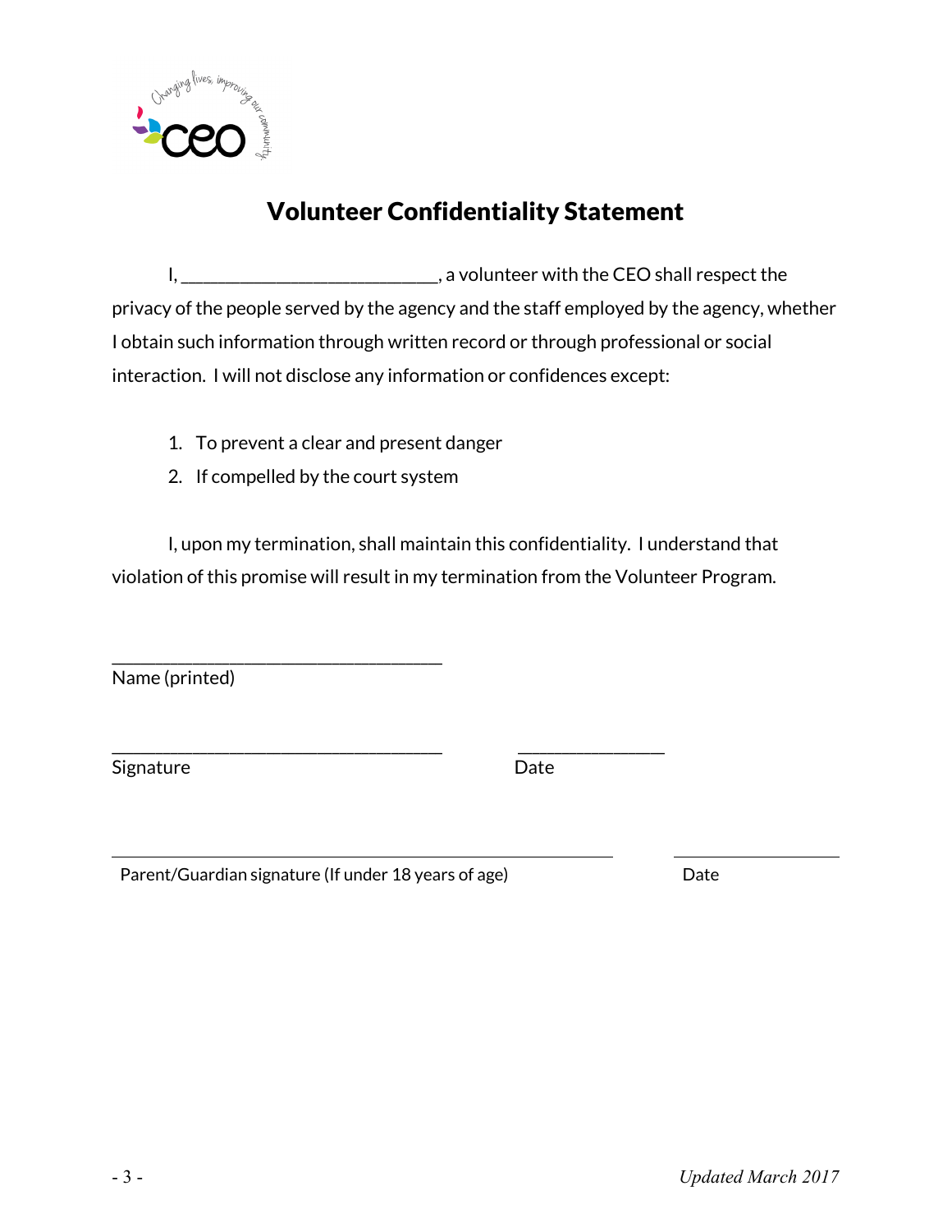# Volunteer Confidentiality Statement

I, ___________________________, a volunteer with the CEO shall respect the privacy of the people served by the agency and the staff employed by the agency, whether I obtain such information through written record or through professional or social interaction. I will not disclose any information or confidences except:

1. To prevent a clear and present danger
2. If compelled by the court system

I, upon my termination, shall maintain this confidentiality. I understand that violation of this promise will result in my termination from the Volunteer Program.

___________________________________
Name (printed)

___________________________________ ________________
Signature Date

___________________________________ ________________
Parent/Guardian signature (If under 18 years of age) Date

*Updated March 2017*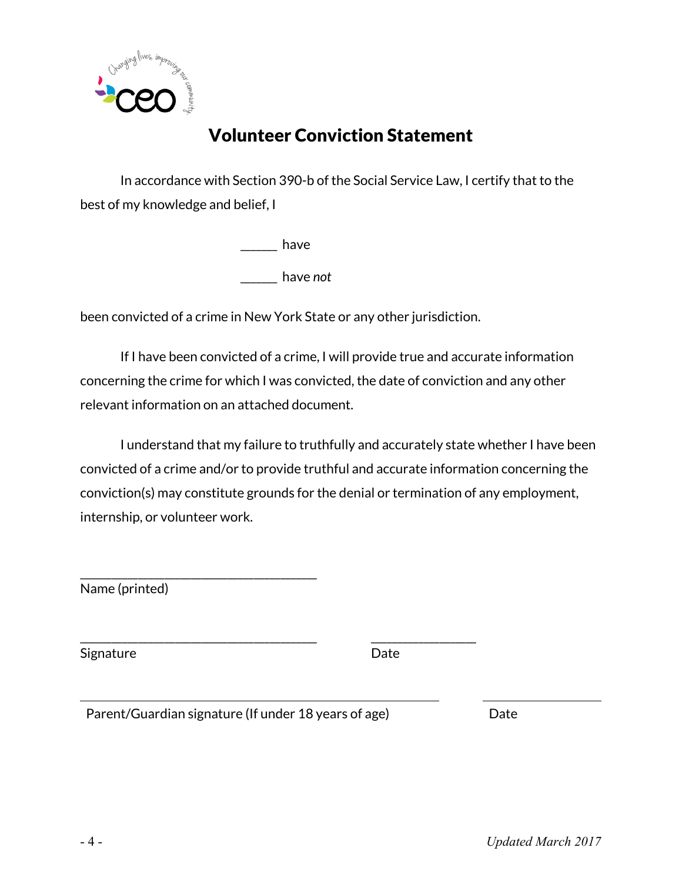# Volunteer Conviction Statement

In accordance with Section 390-b of the Social Service Law, I certify that to the best of my knowledge and belief, I

______ have

______ have *not*

been convicted of a crime in New York State or any other jurisdiction.

If I have been convicted of a crime, I will provide true and accurate information concerning the crime for which I was convicted, the date of conviction and any other relevant information on an attached document.

I understand that my failure to truthfully and accurately state whether I have been convicted of a crime and/or to provide truthful and accurate information concerning the conviction(s) may constitute grounds for the denial or termination of any employment, internship, or volunteer work.

___________________________________
Name (printed)

___________________________________ _______________
Signature Date

___________________________________ _______________
Parent/Guardian signature (If under 18 years of age) Date

*Updated March 2017*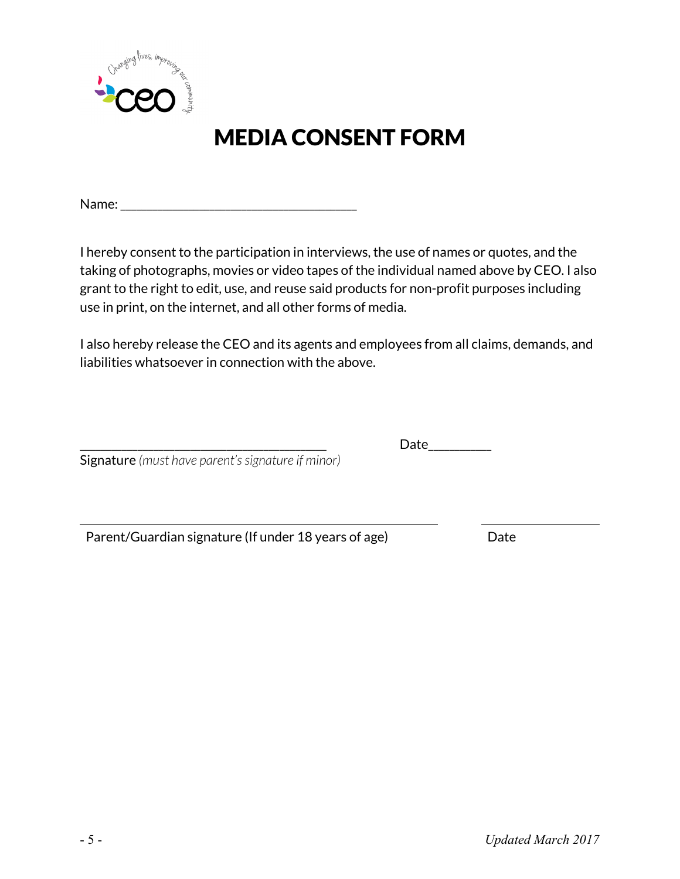# MEDIA CONSENT FORM

Name: ___________________________________

I hereby consent to the participation in interviews, the use of names or quotes, and the taking of photographs, movies or video tapes of the individual named above by CEO. I also grant to the right to edit, use, and reuse said products for non-profit purposes including use in print, on the internet, and all other forms of media.

I also hereby release the CEO and its agents and employees from all claims, demands, and liabilities whatsoever in connection with the above.

____________________________________ Date_________

Signature *(must have parent's signature if minor)*

____________________________________ ________________

Parent/Guardian signature (If under 18 years of age) Date

*Updated March 2017*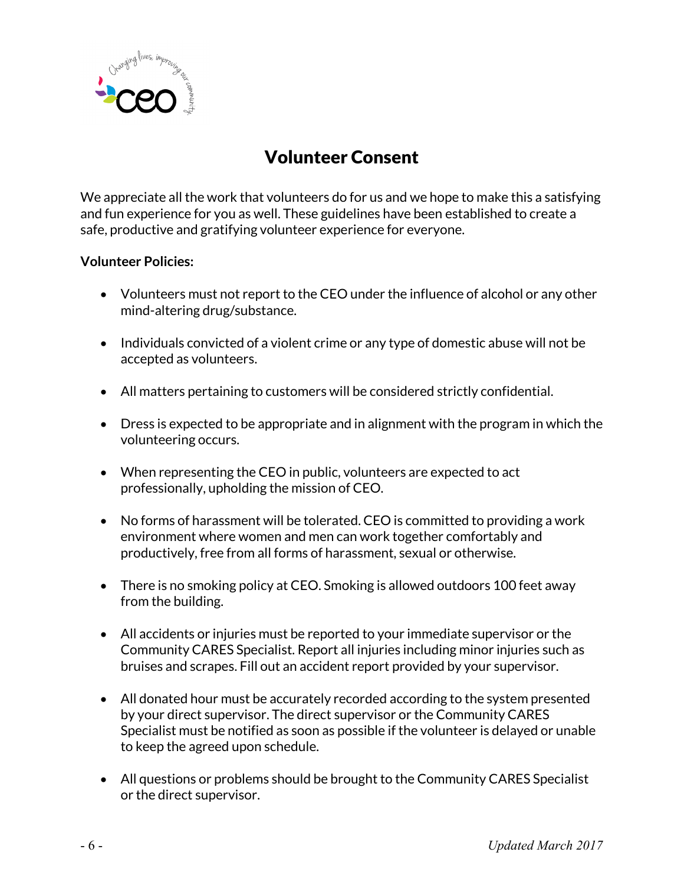# Volunteer Consent

We appreciate all the work that volunteers do for us and we hope to make this a satisfying and fun experience for you as well. These guidelines have been established to create a safe, productive and gratifying volunteer experience for everyone.

**Volunteer Policies:**

- Volunteers must not report to the CEO under the influence of alcohol or any other mind-altering drug/substance.
- Individuals convicted of a violent crime or any type of domestic abuse will not be accepted as volunteers.
- All matters pertaining to customers will be considered strictly confidential.
- Dress is expected to be appropriate and in alignment with the program in which the volunteering occurs.
- When representing the CEO in public, volunteers are expected to act professionally, upholding the mission of CEO.
- No forms of harassment will be tolerated. CEO is committed to providing a work environment where women and men can work together comfortably and productively, free from all forms of harassment, sexual or otherwise.
- There is no smoking policy at CEO. Smoking is allowed outdoors 100 feet away from the building.
- All accidents or injuries must be reported to your immediate supervisor or the Community CARES Specialist. Report all injuries including minor injuries such as bruises and scrapes. Fill out an accident report provided by your supervisor.
- All donated hour must be accurately recorded according to the system presented by your direct supervisor. The direct supervisor or the Community CARES Specialist must be notified as soon as possible if the volunteer is delayed or unable to keep the agreed upon schedule.
- All questions or problems should be brought to the Community CARES Specialist or the direct supervisor.

*Updated March 2017*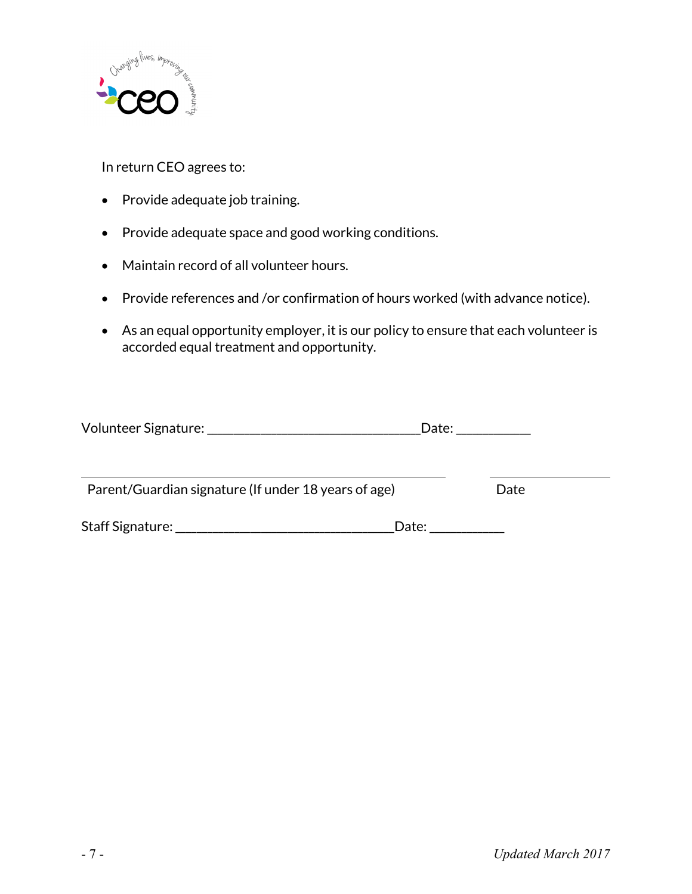In return CEO agrees to:

- Provide adequate job training.
- Provide adequate space and good working conditions.
- Maintain record of all volunteer hours.
- Provide references and /or confirmation of hours worked (with advance notice).
- As an equal opportunity employer, it is our policy to ensure that each volunteer is accorded equal treatment and opportunity.

Volunteer Signature: _______________________________Date: ___________

_____________________________________________________ ________________

Parent/Guardian signature (If under 18 years of age) Date

Staff Signature: _______________________________Date: ___________